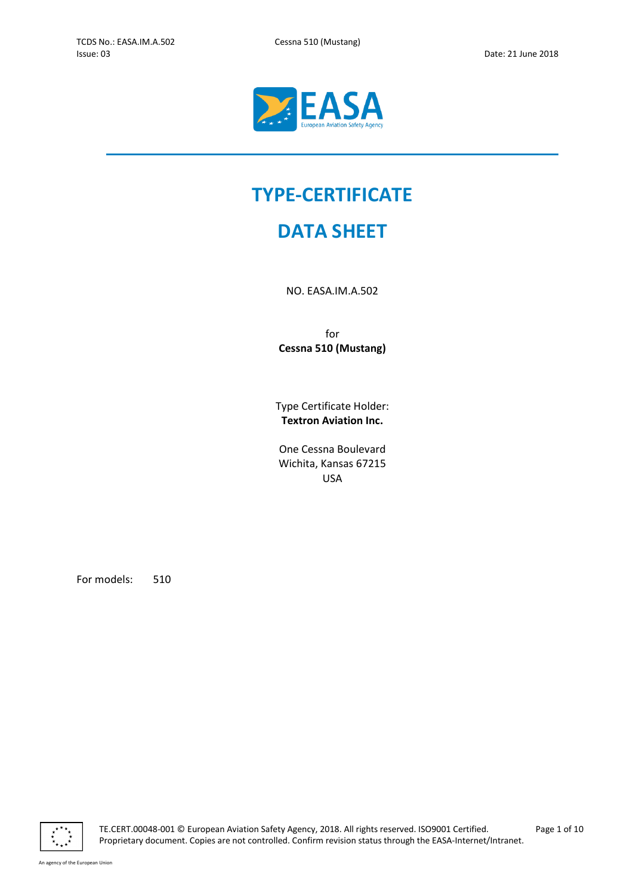# TYPE-CERTIFICATE

# DATA SHEET

NO. EASA.IM.A.502

for

**Cessna 510 (Mustang)**

Type Certificate Holder:
**Textron Aviation Inc.**

One Cessna Boulevard
Wichita, Kansas 67215
USA

For models: 510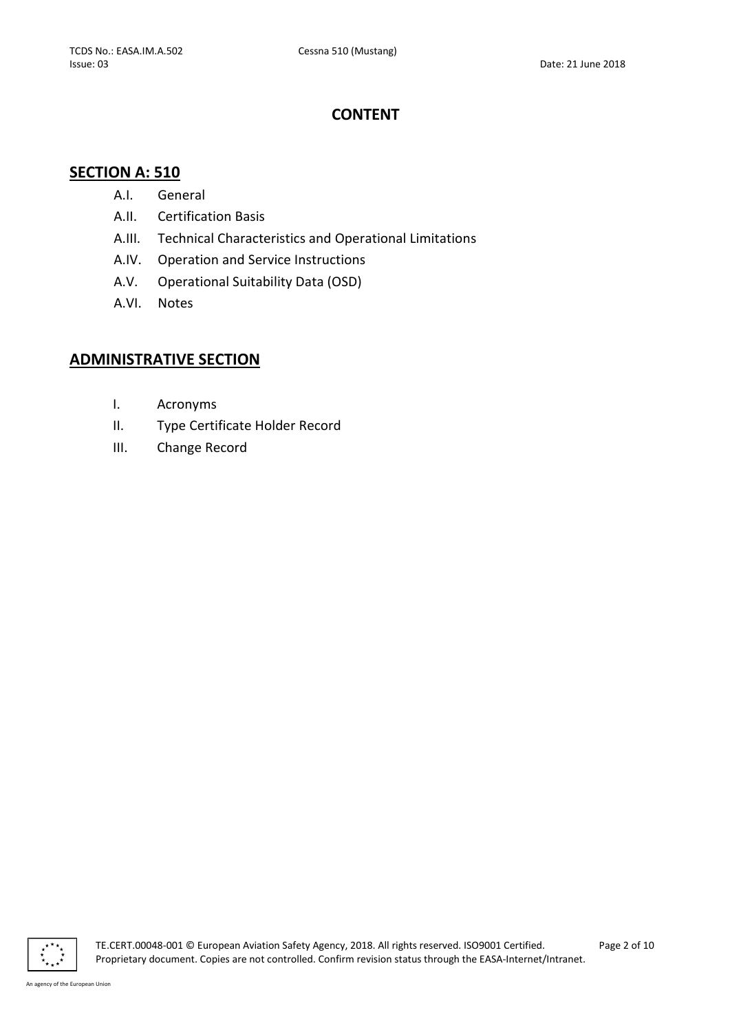# CONTENT

## SECTION A: 510

- A.I. General
- A.II. Certification Basis
- A.III. Technical Characteristics and Operational Limitations
- A.IV. Operation and Service Instructions
- A.V. Operational Suitability Data (OSD)
- A.VI. Notes

## ADMINISTRATIVE SECTION

- I. Acronyms
- II. Type Certificate Holder Record
- III. Change Record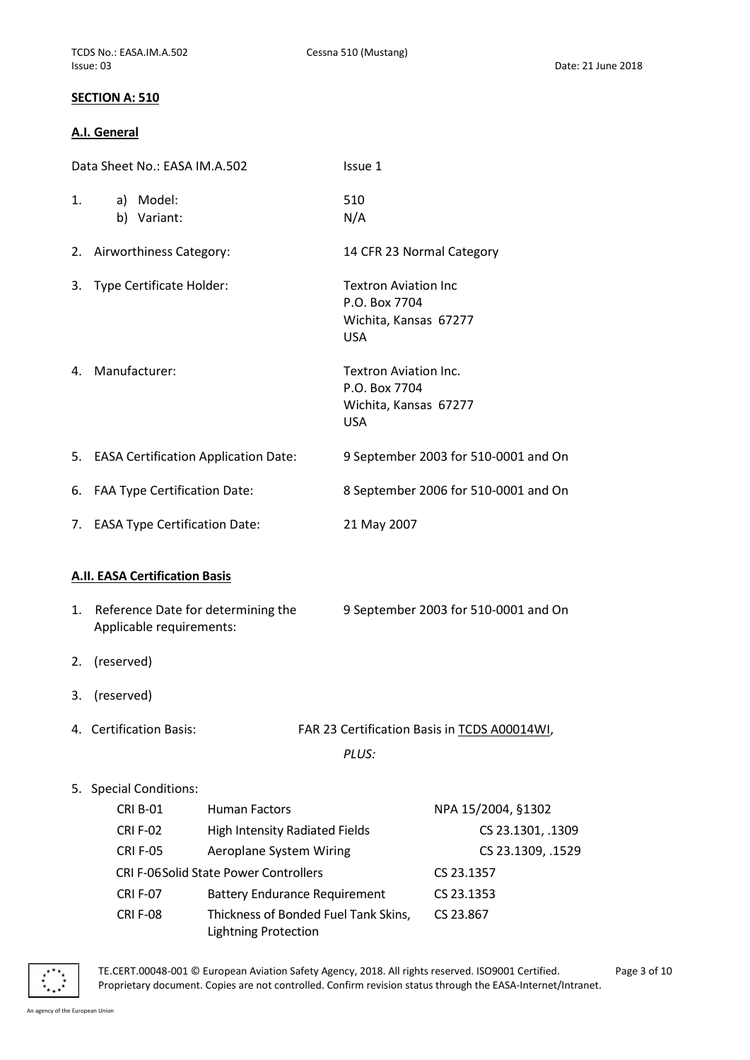## SECTION A: 510

### A.I. General

Data Sheet No.: EASA IM.A.502 — Issue 1

1. a) Model: 510
   b) Variant: N/A
2. Airworthiness Category: 14 CFR 23 Normal Category
3. Type Certificate Holder: Textron Aviation Inc
   P.O. Box 7704
   Wichita, Kansas 67277
   USA
4. Manufacturer: Textron Aviation Inc.
   P.O. Box 7704
   Wichita, Kansas 67277
   USA
5. EASA Certification Application Date: 9 September 2003 for 510-0001 and On
6. FAA Type Certification Date: 8 September 2006 for 510-0001 and On
7. EASA Type Certification Date: 21 May 2007

### A.II. EASA Certification Basis

1. Reference Date for determining the Applicable requirements: 9 September 2003 for 510-0001 and On
2. (reserved)
3. (reserved)
4. Certification Basis: FAR 23 Certification Basis in TCDS A00014WI,

   *PLUS:*

5. Special Conditions:

| | | |
|---|---|---|
| CRI B-01 | Human Factors | NPA 15/2004, §1302 |
| CRI F-02 | High Intensity Radiated Fields | CS 23.1301, .1309 |
| CRI F-05 | Aeroplane System Wiring | CS 23.1309, .1529 |
| CRI F-06 | Solid State Power Controllers | CS 23.1357 |
| CRI F-07 | Battery Endurance Requirement | CS 23.1353 |
| CRI F-08 | Thickness of Bonded Fuel Tank Skins, Lightning Protection | CS 23.867 |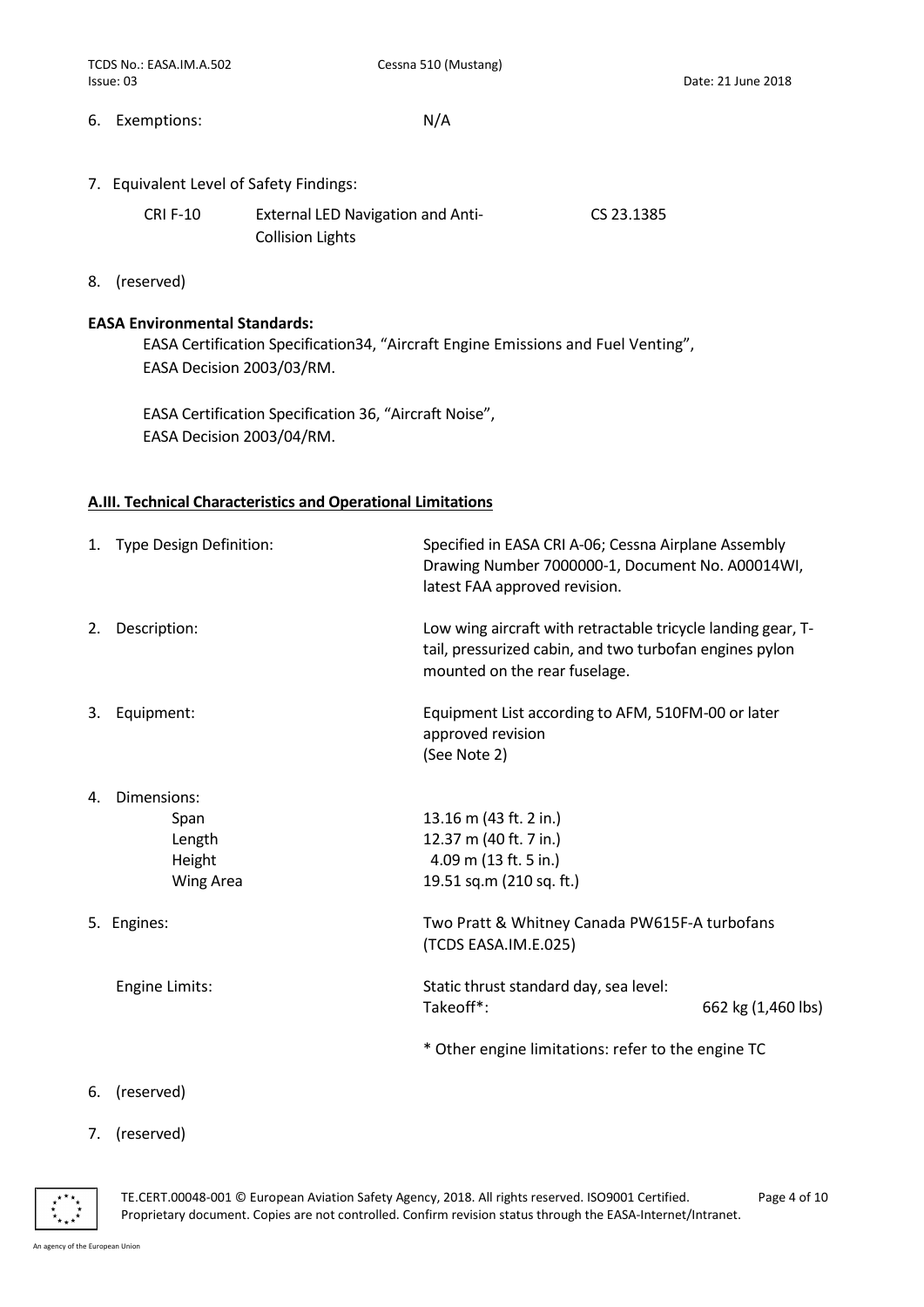6. Exemptions: N/A

7. Equivalent Level of Safety Findings:

| CRI F-10 | External LED Navigation and Anti-Collision Lights | CS 23.1385 |
|---|---|---|

8. (reserved)

**EASA Environmental Standards:**

EASA Certification Specification34, “Aircraft Engine Emissions and Fuel Venting”, EASA Decision 2003/03/RM.

EASA Certification Specification 36, “Aircraft Noise”, EASA Decision 2003/04/RM.

## A.III. Technical Characteristics and Operational Limitations

1. Type Design Definition: Specified in EASA CRI A-06; Cessna Airplane Assembly Drawing Number 7000000-1, Document No. A00014WI, latest FAA approved revision.

2. Description: Low wing aircraft with retractable tricycle landing gear, T-tail, pressurized cabin, and two turbofan engines pylon mounted on the rear fuselage.

3. Equipment: Equipment List according to AFM, 510FM-00 or later approved revision (See Note 2)

4. Dimensions:

| | |
|---|---|
| Span | 13.16 m (43 ft. 2 in.) |
| Length | 12.37 m (40 ft. 7 in.) |
| Height | 4.09 m (13 ft. 5 in.) |
| Wing Area | 19.51 sq.m (210 sq. ft.) |

5. Engines: Two Pratt & Whitney Canada PW615F-A turbofans (TCDS EASA.IM.E.025)

   Engine Limits: Static thrust standard day, sea level:
   Takeoff*: 662 kg (1,460 lbs)

   * Other engine limitations: refer to the engine TC

6. (reserved)

7. (reserved)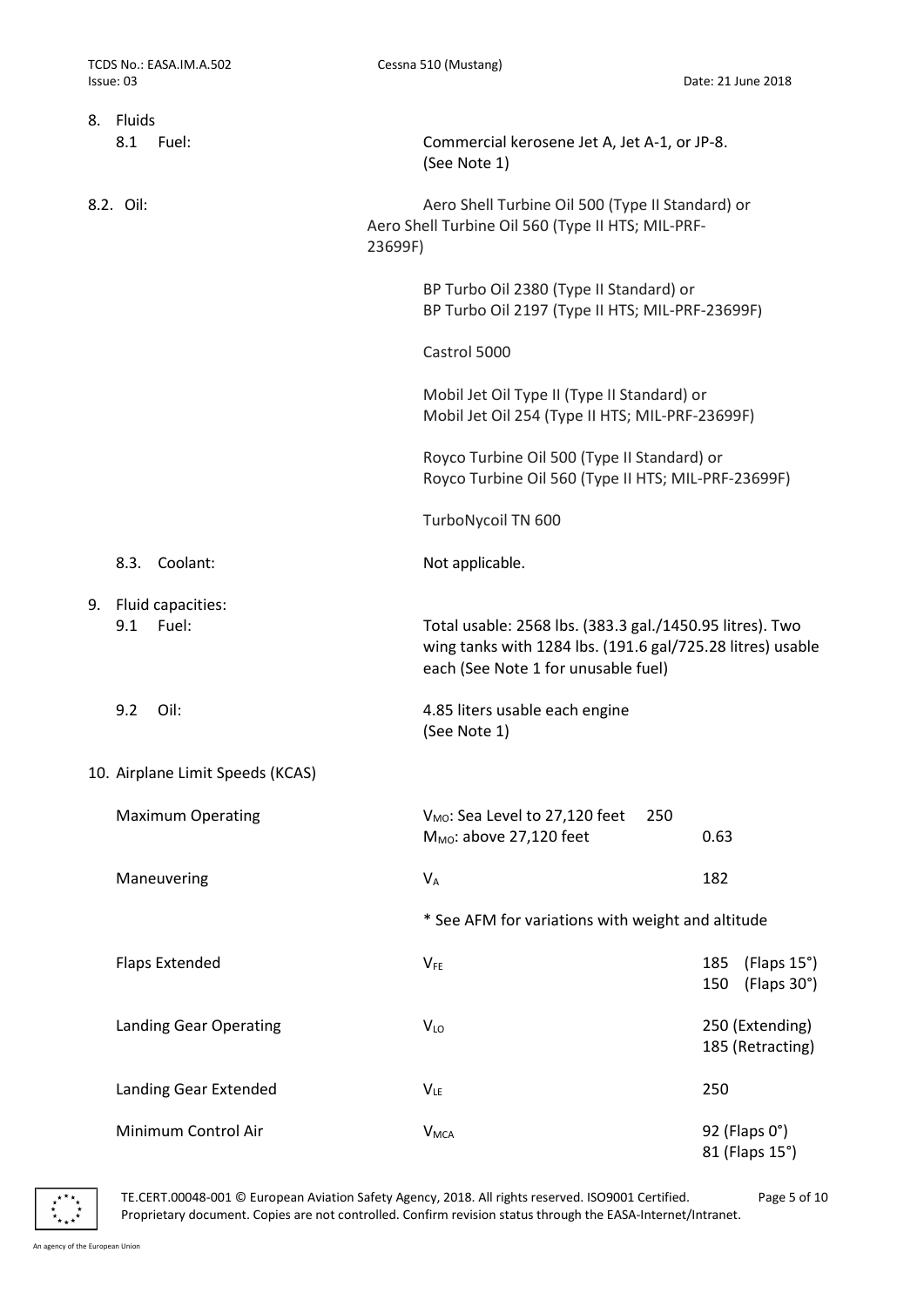## 8. Fluids

**8.1 Fuel:** Commercial kerosene Jet A, Jet A-1, or JP-8. (See Note 1)

**8.2. Oil:**

Aero Shell Turbine Oil 500 (Type II Standard) or Aero Shell Turbine Oil 560 (Type II HTS; MIL-PRF-23699F)

BP Turbo Oil 2380 (Type II Standard) or BP Turbo Oil 2197 (Type II HTS; MIL-PRF-23699F)

Castrol 5000

Mobil Jet Oil Type II (Type II Standard) or Mobil Jet Oil 254 (Type II HTS; MIL-PRF-23699F)

Royco Turbine Oil 500 (Type II Standard) or Royco Turbine Oil 560 (Type II HTS; MIL-PRF-23699F)

TurboNycoil TN 600

**8.3. Coolant:** Not applicable.

## 9. Fluid capacities:

**9.1 Fuel:** Total usable: 2568 lbs. (383.3 gal./1450.95 litres). Two wing tanks with 1284 lbs. (191.6 gal/725.28 litres) usable each (See Note 1 for unusable fuel)

**9.2 Oil:** 4.85 liters usable each engine (See Note 1)

## 10. Airplane Limit Speeds (KCAS)

| | | |
|---|---|---|
| Maximum Operating | $V_{MO}$: Sea Level to 27,120 feet | 250 |
| | $M_{MO}$: above 27,120 feet | 0.63 |
| Maneuvering | $V_A$ | 182 |
| | * See AFM for variations with weight and altitude | |
| Flaps Extended | $V_{FE}$ | 185 (Flaps 15°)<br>150 (Flaps 30°) |
| Landing Gear Operating | $V_{LO}$ | 250 (Extending)<br>185 (Retracting) |
| Landing Gear Extended | $V_{LE}$ | 250 |
| Minimum Control Air | $V_{MCA}$ | 92 (Flaps 0°)<br>81 (Flaps 15°) |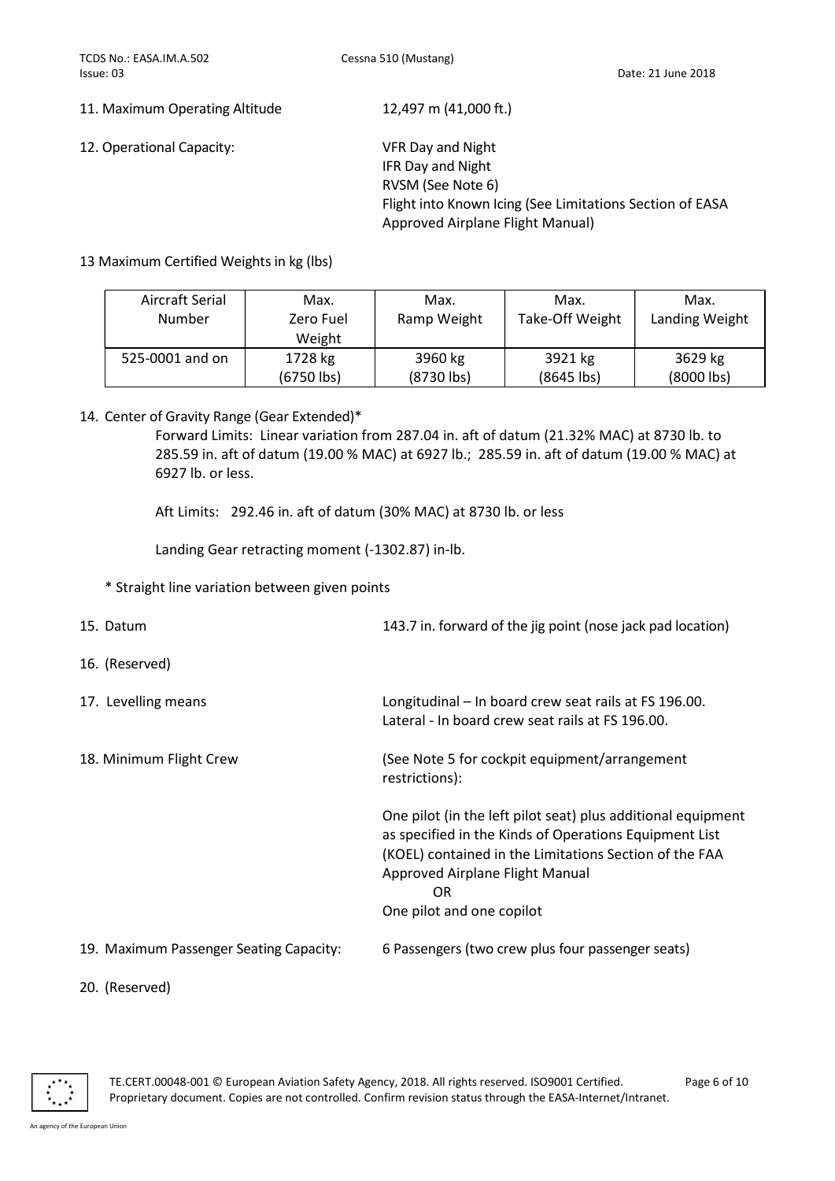11. Maximum Operating Altitude — 12,497 m (41,000 ft.)

12. Operational Capacity:
    - VFR Day and Night
    - IFR Day and Night
    - RVSM (See Note 6)
    - Flight into Known Icing (See Limitations Section of EASA Approved Airplane Flight Manual)

13 Maximum Certified Weights in kg (lbs)

| Aircraft Serial Number | Max. Zero Fuel Weight | Max. Ramp Weight | Max. Take-Off Weight | Max. Landing Weight |
|---|---|---|---|---|
| 525-0001 and on | 1728 kg (6750 lbs) | 3960 kg (8730 lbs) | 3921 kg (8645 lbs) | 3629 kg (8000 lbs) |

14. Center of Gravity Range (Gear Extended)*

    Forward Limits: Linear variation from 287.04 in. aft of datum (21.32% MAC) at 8730 lb. to 285.59 in. aft of datum (19.00 % MAC) at 6927 lb.; 285.59 in. aft of datum (19.00 % MAC) at 6927 lb. or less.

    Aft Limits: 292.46 in. aft of datum (30% MAC) at 8730 lb. or less

    Landing Gear retracting moment (-1302.87) in-lb.

    * Straight line variation between given points

15. Datum — 143.7 in. forward of the jig point (nose jack pad location)

16. (Reserved)

17. Levelling means — Longitudinal – In board crew seat rails at FS 196.00. Lateral - In board crew seat rails at FS 196.00.

18. Minimum Flight Crew — (See Note 5 for cockpit equipment/arrangement restrictions):

    One pilot (in the left pilot seat) plus additional equipment as specified in the Kinds of Operations Equipment List (KOEL) contained in the Limitations Section of the FAA Approved Airplane Flight Manual

    OR

    One pilot and one copilot

19. Maximum Passenger Seating Capacity: — 6 Passengers (two crew plus four passenger seats)

20. (Reserved)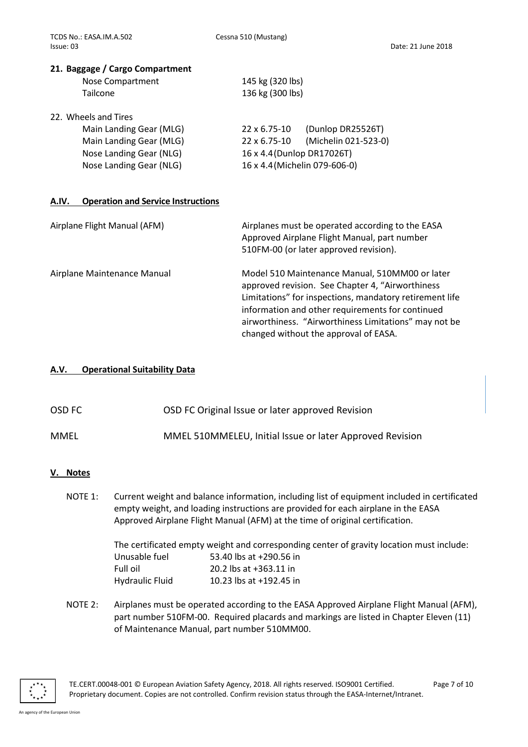### 21. Baggage / Cargo Compartment

| | |
|---|---|
| Nose Compartment | 145 kg (320 lbs) |
| Tailcone | 136 kg (300 lbs) |

### 22. Wheels and Tires

| | | |
|---|---|---|
| Main Landing Gear (MLG) | 22 x 6.75-10 | (Dunlop DR25526T) |
| Main Landing Gear (MLG) | 22 x 6.75-10 | (Michelin 021-523-0) |
| Nose Landing Gear (NLG) | 16 x 4.4 | (Dunlop DR17026T) |
| Nose Landing Gear (NLG) | 16 x 4.4 | (Michelin 079-606-0) |

## A.IV. Operation and Service Instructions

| | |
|---|---|
| Airplane Flight Manual (AFM) | Airplanes must be operated according to the EASA Approved Airplane Flight Manual, part number 510FM-00 (or later approved revision). |
| Airplane Maintenance Manual | Model 510 Maintenance Manual, 510MM00 or later approved revision. See Chapter 4, "Airworthiness Limitations" for inspections, mandatory retirement life information and other requirements for continued airworthiness. "Airworthiness Limitations" may not be changed without the approval of EASA. |

## A.V. Operational Suitability Data

| | |
|---|---|
| OSD FC | OSD FC Original Issue or later approved Revision |
| MMEL | MMEL 510MMELEU, Initial Issue or later Approved Revision |

## V. Notes

NOTE 1: Current weight and balance information, including list of equipment included in certificated empty weight, and loading instructions are provided for each airplane in the EASA Approved Airplane Flight Manual (AFM) at the time of original certification.

The certificated empty weight and corresponding center of gravity location must include:

| | |
|---|---|
| Unusable fuel | 53.40 lbs at +290.56 in |
| Full oil | 20.2 lbs at +363.11 in |
| Hydraulic Fluid | 10.23 lbs at +192.45 in |

NOTE 2: Airplanes must be operated according to the EASA Approved Airplane Flight Manual (AFM), part number 510FM-00. Required placards and markings are listed in Chapter Eleven (11) of Maintenance Manual, part number 510MM00.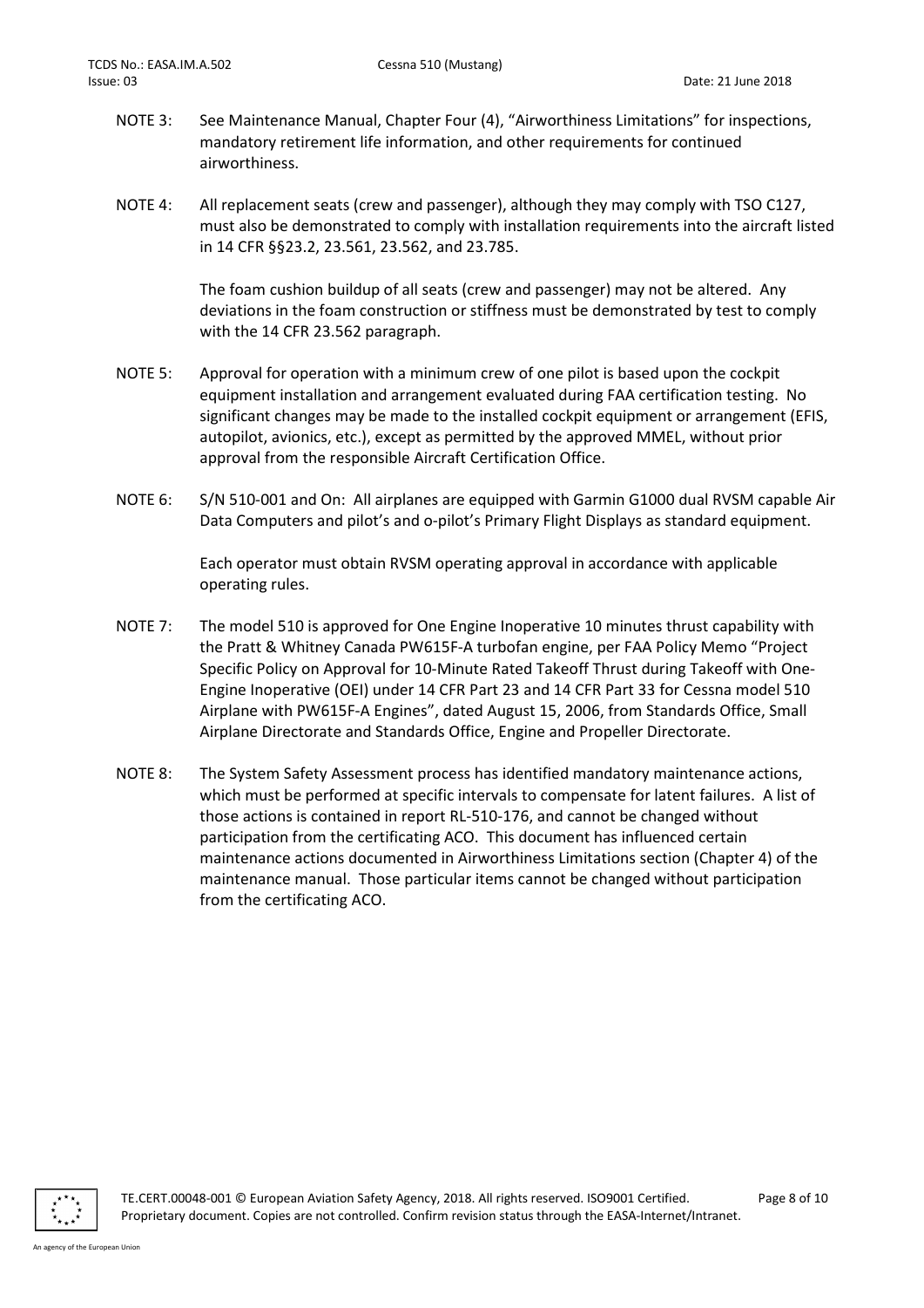NOTE 3: See Maintenance Manual, Chapter Four (4), "Airworthiness Limitations" for inspections, mandatory retirement life information, and other requirements for continued airworthiness.

NOTE 4: All replacement seats (crew and passenger), although they may comply with TSO C127, must also be demonstrated to comply with installation requirements into the aircraft listed in 14 CFR §§23.2, 23.561, 23.562, and 23.785.

The foam cushion buildup of all seats (crew and passenger) may not be altered. Any deviations in the foam construction or stiffness must be demonstrated by test to comply with the 14 CFR 23.562 paragraph.

NOTE 5: Approval for operation with a minimum crew of one pilot is based upon the cockpit equipment installation and arrangement evaluated during FAA certification testing. No significant changes may be made to the installed cockpit equipment or arrangement (EFIS, autopilot, avionics, etc.), except as permitted by the approved MMEL, without prior approval from the responsible Aircraft Certification Office.

NOTE 6: S/N 510-001 and On: All airplanes are equipped with Garmin G1000 dual RVSM capable Air Data Computers and pilot's and o-pilot's Primary Flight Displays as standard equipment.

Each operator must obtain RVSM operating approval in accordance with applicable operating rules.

NOTE 7: The model 510 is approved for One Engine Inoperative 10 minutes thrust capability with the Pratt & Whitney Canada PW615F-A turbofan engine, per FAA Policy Memo "Project Specific Policy on Approval for 10-Minute Rated Takeoff Thrust during Takeoff with One-Engine Inoperative (OEI) under 14 CFR Part 23 and 14 CFR Part 33 for Cessna model 510 Airplane with PW615F-A Engines", dated August 15, 2006, from Standards Office, Small Airplane Directorate and Standards Office, Engine and Propeller Directorate.

NOTE 8: The System Safety Assessment process has identified mandatory maintenance actions, which must be performed at specific intervals to compensate for latent failures. A list of those actions is contained in report RL-510-176, and cannot be changed without participation from the certificating ACO. This document has influenced certain maintenance actions documented in Airworthiness Limitations section (Chapter 4) of the maintenance manual. Those particular items cannot be changed without participation from the certificating ACO.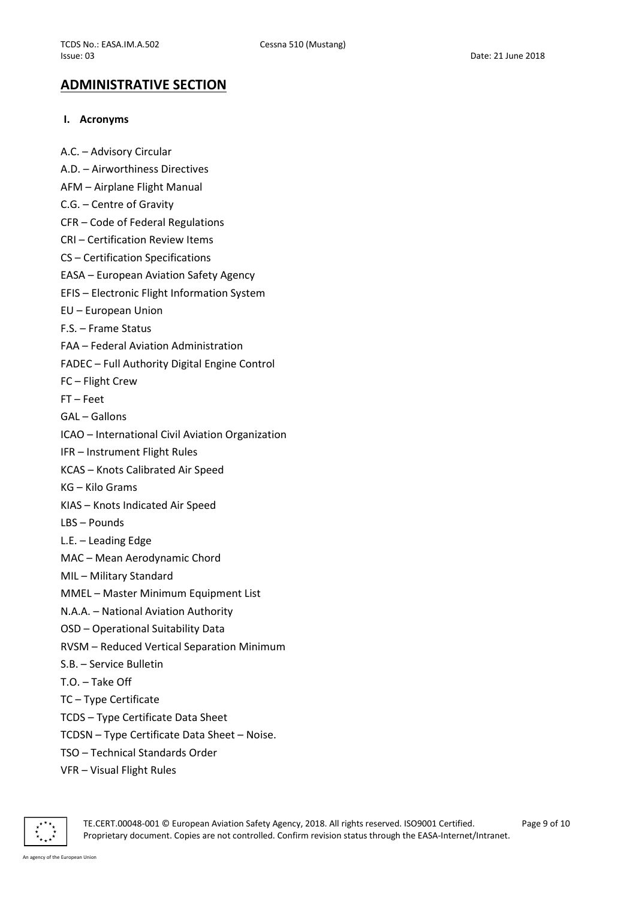# ADMINISTRATIVE SECTION

## I. Acronyms

A.C. – Advisory Circular

A.D. – Airworthiness Directives

AFM – Airplane Flight Manual

C.G. – Centre of Gravity

CFR – Code of Federal Regulations

CRI – Certification Review Items

CS – Certification Specifications

EASA – European Aviation Safety Agency

EFIS – Electronic Flight Information System

EU – European Union

F.S. – Frame Status

FAA – Federal Aviation Administration

FADEC – Full Authority Digital Engine Control

FC – Flight Crew

FT – Feet

GAL – Gallons

ICAO – International Civil Aviation Organization

IFR – Instrument Flight Rules

KCAS – Knots Calibrated Air Speed

KG – Kilo Grams

KIAS – Knots Indicated Air Speed

LBS – Pounds

L.E. – Leading Edge

MAC – Mean Aerodynamic Chord

MIL – Military Standard

MMEL – Master Minimum Equipment List

N.A.A. – National Aviation Authority

OSD – Operational Suitability Data

RVSM – Reduced Vertical Separation Minimum

S.B. – Service Bulletin

T.O. – Take Off

TC – Type Certificate

TCDS – Type Certificate Data Sheet

TCDSN – Type Certificate Data Sheet – Noise.

TSO – Technical Standards Order

VFR – Visual Flight Rules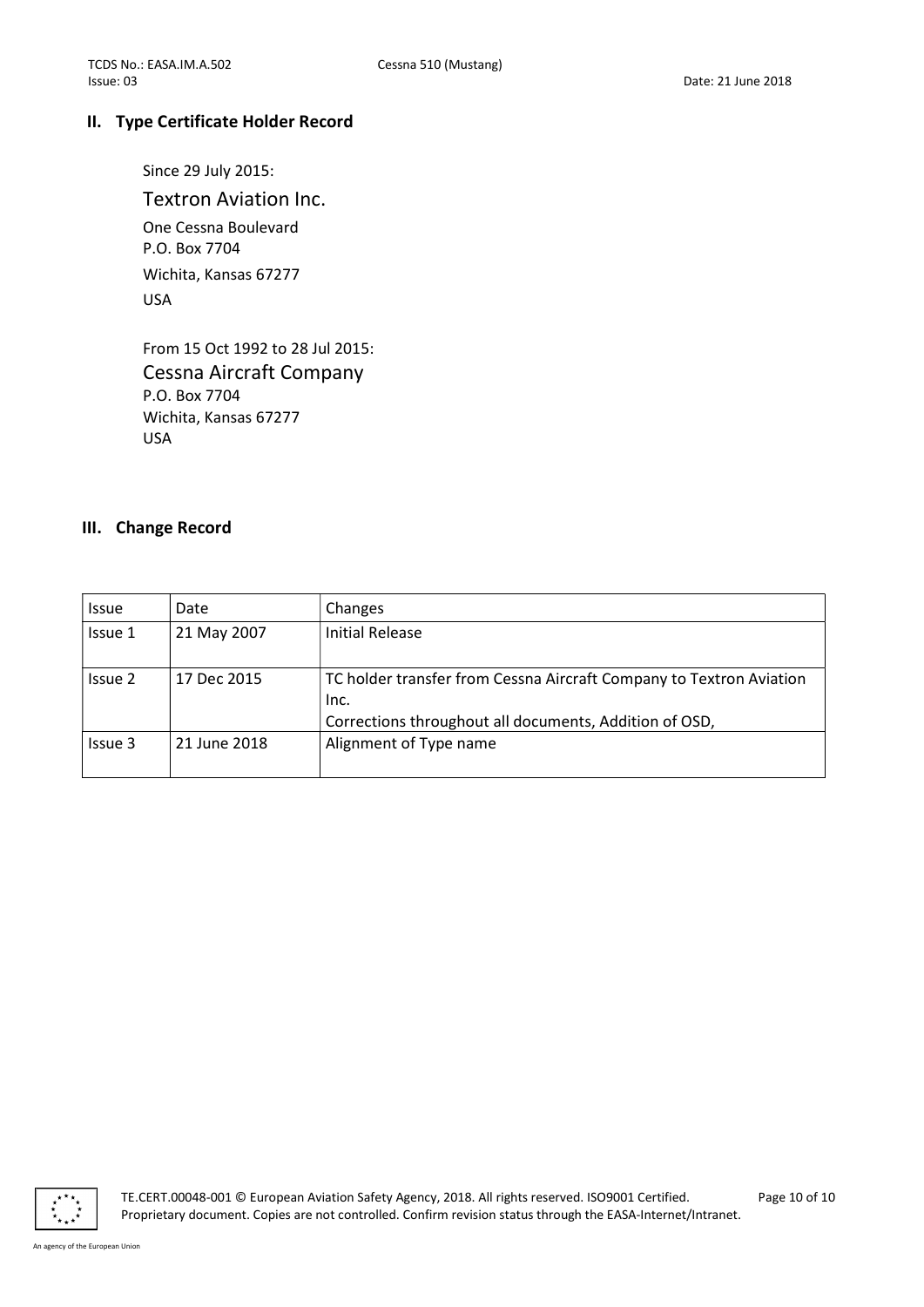## II. Type Certificate Holder Record

Since 29 July 2015:

Textron Aviation Inc.

One Cessna Boulevard
P.O. Box 7704
Wichita, Kansas 67277
USA

From 15 Oct 1992 to 28 Jul 2015:

Cessna Aircraft Company
P.O. Box 7704
Wichita, Kansas 67277
USA

## III. Change Record

| Issue | Date | Changes |
|---|---|---|
| Issue 1 | 21 May 2007 | Initial Release |
| Issue 2 | 17 Dec 2015 | TC holder transfer from Cessna Aircraft Company to Textron Aviation Inc.<br>Corrections throughout all documents, Addition of OSD, |
| Issue 3 | 21 June 2018 | Alignment of Type name |